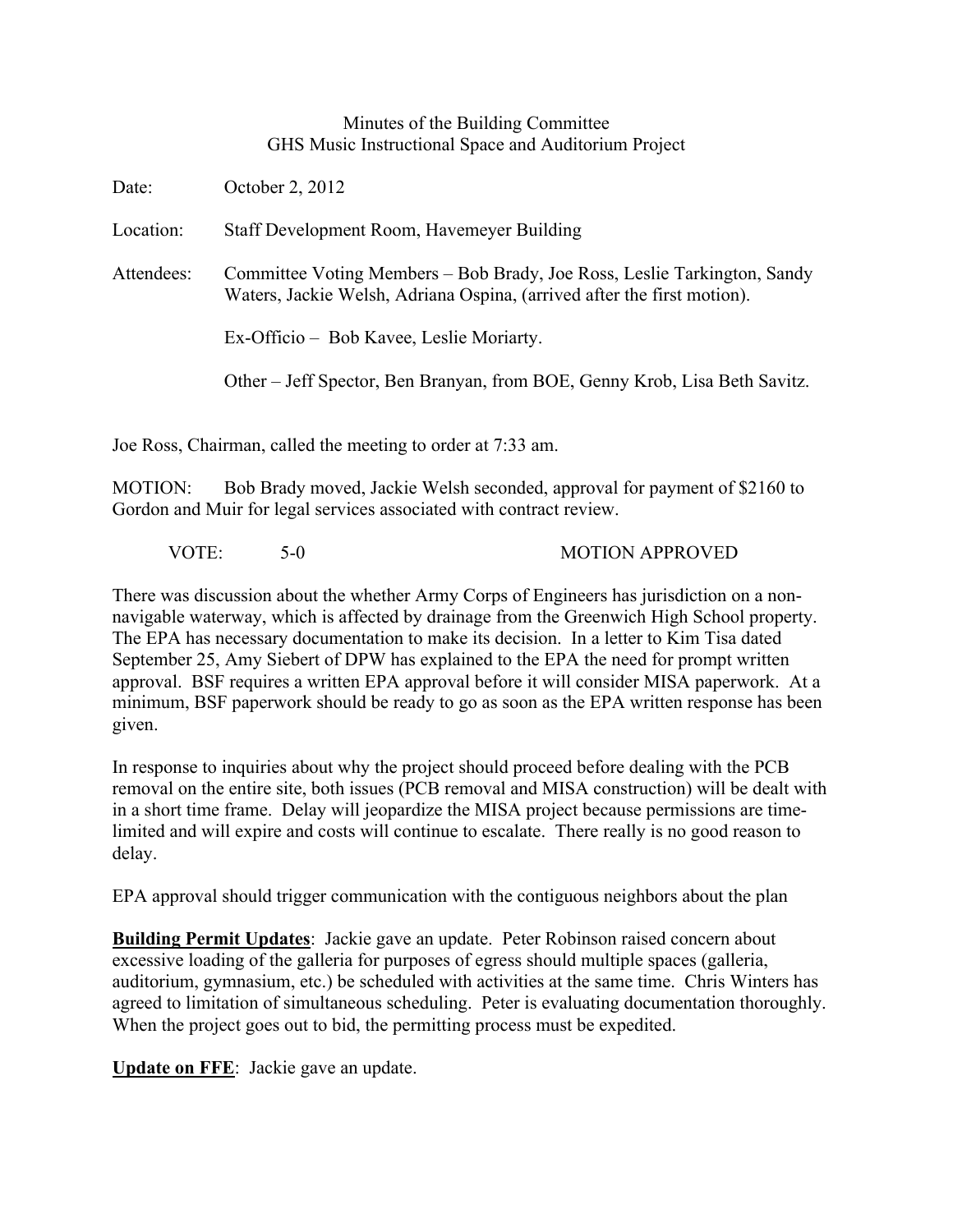Minutes of the Building Committee
GHS Music Instructional Space and Auditorium Project

Date: October 2, 2012

Location: Staff Development Room, Havemeyer Building

Attendees: Committee Voting Members – Bob Brady, Joe Ross, Leslie Tarkington, Sandy Waters, Jackie Welsh, Adriana Ospina, (arrived after the first motion).

Ex-Officio – Bob Kavee, Leslie Moriarty.

Other – Jeff Spector, Ben Branyan, from BOE, Genny Krob, Lisa Beth Savitz.

Joe Ross, Chairman, called the meeting to order at 7:33 am.

MOTION: Bob Brady moved, Jackie Welsh seconded, approval for payment of $2160 to Gordon and Muir for legal services associated with contract review.

VOTE: 5-0 MOTION APPROVED

There was discussion about the whether Army Corps of Engineers has jurisdiction on a non-navigable waterway, which is affected by drainage from the Greenwich High School property. The EPA has necessary documentation to make its decision. In a letter to Kim Tisa dated September 25, Amy Siebert of DPW has explained to the EPA the need for prompt written approval. BSF requires a written EPA approval before it will consider MISA paperwork. At a minimum, BSF paperwork should be ready to go as soon as the EPA written response has been given.

In response to inquiries about why the project should proceed before dealing with the PCB removal on the entire site, both issues (PCB removal and MISA construction) will be dealt with in a short time frame. Delay will jeopardize the MISA project because permissions are time-limited and will expire and costs will continue to escalate. There really is no good reason to delay.

EPA approval should trigger communication with the contiguous neighbors about the plan

**Building Permit Updates**: Jackie gave an update. Peter Robinson raised concern about excessive loading of the galleria for purposes of egress should multiple spaces (galleria, auditorium, gymnasium, etc.) be scheduled with activities at the same time. Chris Winters has agreed to limitation of simultaneous scheduling. Peter is evaluating documentation thoroughly. When the project goes out to bid, the permitting process must be expedited.

**Update on FFE**: Jackie gave an update.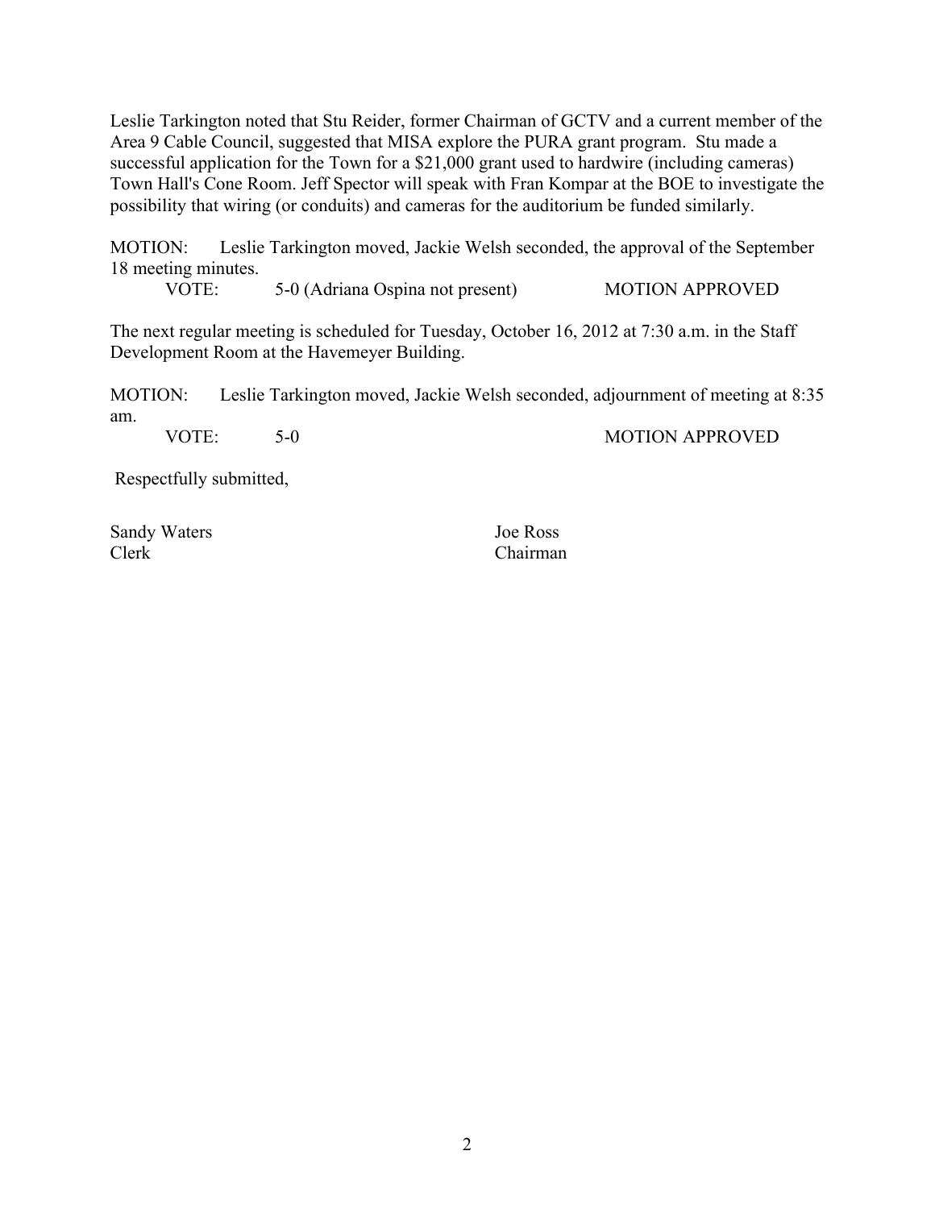Leslie Tarkington noted that Stu Reider, former Chairman of GCTV and a current member of the Area 9 Cable Council, suggested that MISA explore the PURA grant program. Stu made a successful application for the Town for a $21,000 grant used to hardwire (including cameras) Town Hall's Cone Room. Jeff Spector will speak with Fran Kompar at the BOE to investigate the possibility that wiring (or conduits) and cameras for the auditorium be funded similarly.

MOTION: Leslie Tarkington moved, Jackie Welsh seconded, the approval of the September 18 meeting minutes.

VOTE: 5-0 (Adriana Ospina not present) MOTION APPROVED

The next regular meeting is scheduled for Tuesday, October 16, 2012 at 7:30 a.m. in the Staff Development Room at the Havemeyer Building.

MOTION: Leslie Tarkington moved, Jackie Welsh seconded, adjournment of meeting at 8:35 am.

VOTE: 5-0 MOTION APPROVED

Respectfully submitted,

Sandy Waters
Clerk

Joe Ross
Chairman